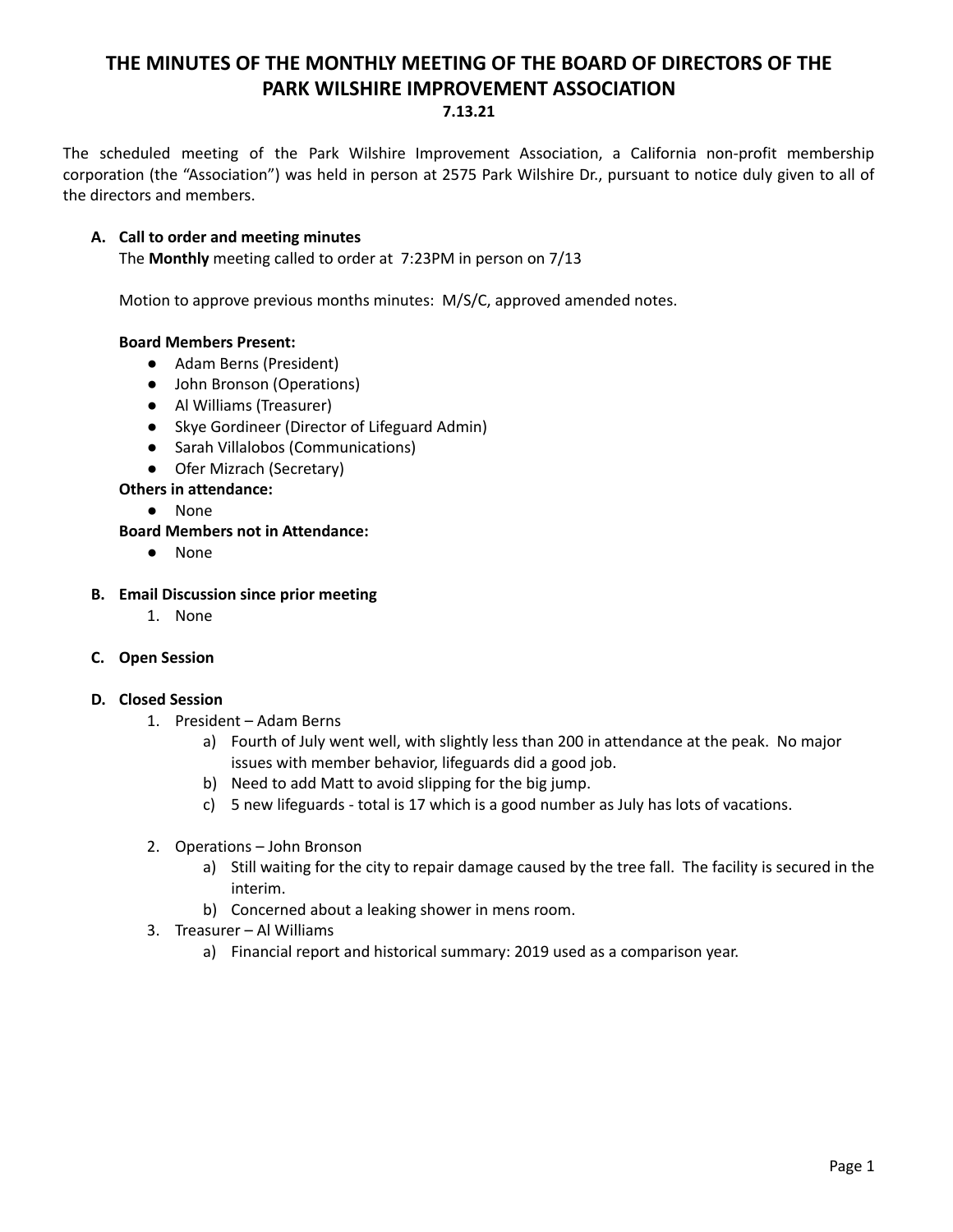# THE MINUTES OF THE MONTHLY MEETING OF THE BOARD OF DIRECTORS OF THE PARK WILSHIRE IMPROVEMENT ASSOCIATION

**7.13.21**

The scheduled meeting of the Park Wilshire Improvement Association, a California non-profit membership corporation (the "Association") was held in person at 2575 Park Wilshire Dr., pursuant to notice duly given to all of the directors and members.

**A. Call to order and meeting minutes**

The **Monthly** meeting called to order at 7:23PM in person on 7/13

Motion to approve previous months minutes: M/S/C, approved amended notes.

**Board Members Present:**

- Adam Berns (President)
- John Bronson (Operations)
- Al Williams (Treasurer)
- Skye Gordineer (Director of Lifeguard Admin)
- Sarah Villalobos (Communications)
- Ofer Mizrach (Secretary)

**Others in attendance:**

- None

**Board Members not in Attendance:**

- None

**B. Email Discussion since prior meeting**

1. None

**C. Open Session**

**D. Closed Session**

1. President – Adam Berns
   a) Fourth of July went well, with slightly less than 200 in attendance at the peak. No major issues with member behavior, lifeguards did a good job.
   b) Need to add Matt to avoid slipping for the big jump.
   c) 5 new lifeguards - total is 17 which is a good number as July has lots of vacations.

2. Operations – John Bronson
   a) Still waiting for the city to repair damage caused by the tree fall. The facility is secured in the interim.
   b) Concerned about a leaking shower in mens room.

3. Treasurer – Al Williams
   a) Financial report and historical summary: 2019 used as a comparison year.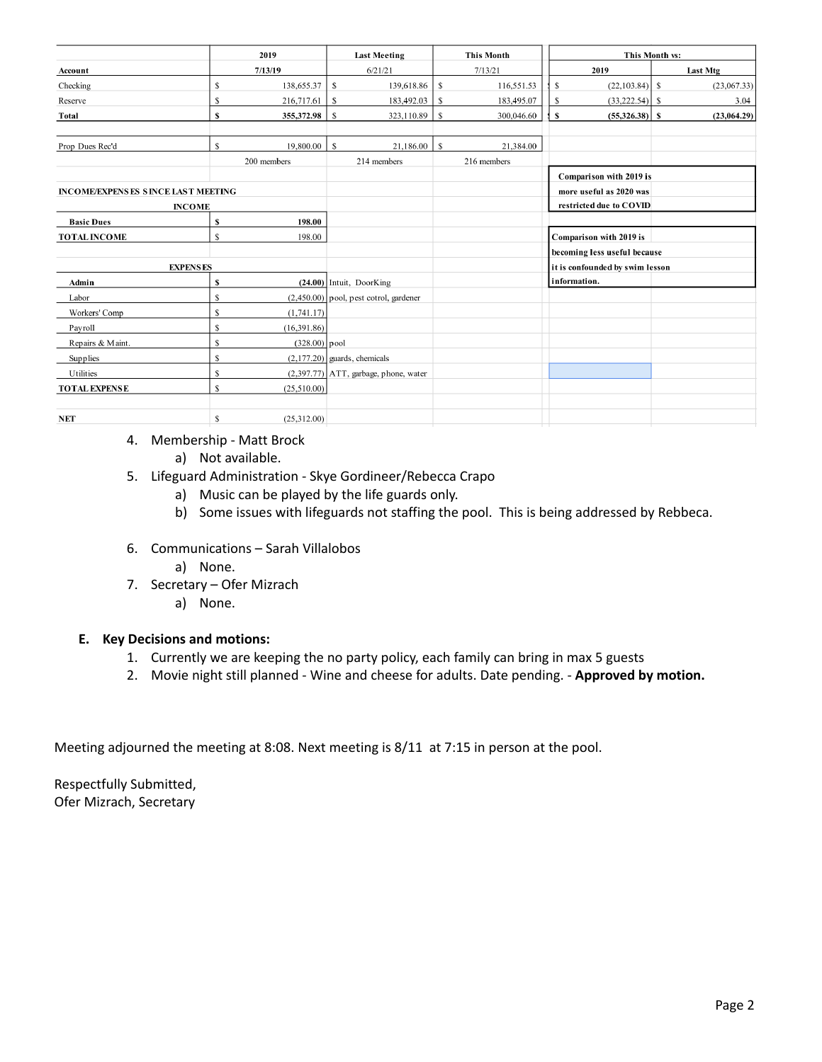| | 2019 | Last Meeting | This Month | This Month vs: | |
|---|---|---|---|---|---|
| **Account** | 7/13/19 | 6/21/21 | 7/13/21 | 2019 | Last Mtg |
| Checking | $ 138,655.37 | $ 139,618.86 | $ 116,551.53 | $ (22,103.84) | $ (23,067.33) |
| Reserve | $ 216,717.61 | $ 183,492.03 | $ 183,495.07 | $ (33,222.54) | $ 3.04 |
| **Total** | **$ 355,372.98** | $ 323,110.89 | $ 300,046.60 | **$ (55,326.38)** | **$ (23,064.29)** |
| | | | | | |
| Prop Dues Rec'd | $ 19,800.00 | $ 21,186.00 | $ 21,384.00 | | |
| | 200 members | 214 members | 216 members | | |

**Comparison with 2019 is more useful as 2020 was restricted due to COVID**

**Comparison with 2019 is becoming less useful because it is confounded by swim lesson information.**

| **INCOME/EXPENSES SINCE LAST MEETING** | | |
|---|---|---|
| **INCOME** | | |
| **Basic Dues** | **$ 198.00** | |
| **TOTAL INCOME** | $ 198.00 | |
| | | |
| **EXPENSES** | | |
| **Admin** | **$ (24.00)** | Intuit, DoorKing |
| Labor | $ (2,450.00) | pool, pest cotrol, gardener |
| Workers' Comp | $ (1,741.17) | |
| Payroll | $ (16,391.86) | |
| Repairs & Maint. | $ (328.00) | pool |
| Supplies | $ (2,177.20) | guards, chemicals |
| Utilities | $ (2,397.77) | ATT, garbage, phone, water |
| **TOTAL EXPENSE** | $ (25,510.00) | |
| | | |
| **NET** | $ (25,312.00) | |

4. Membership - Matt Brock
   a) Not available.
5. Lifeguard Administration - Skye Gordineer/Rebecca Crapo
   a) Music can be played by the life guards only.
   b) Some issues with lifeguards not staffing the pool. This is being addressed by Rebbeca.
6. Communications – Sarah Villalobos
   a) None.
7. Secretary – Ofer Mizrach
   a) None.

**E. Key Decisions and motions:**

1. Currently we are keeping the no party policy, each family can bring in max 5 guests
2. Movie night still planned - Wine and cheese for adults. Date pending. - **Approved by motion.**

Meeting adjourned the meeting at 8:08. Next meeting is 8/11 at 7:15 in person at the pool.

Respectfully Submitted,
Ofer Mizrach, Secretary